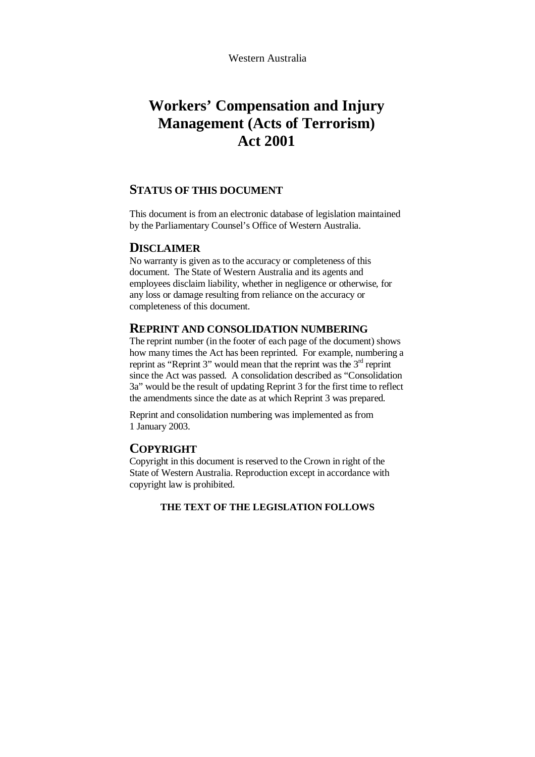Western Australia

# Workers' Compensation and Injury Management (Acts of Terrorism) Act 2001

## STATUS OF THIS DOCUMENT

This document is from an electronic database of legislation maintained by the Parliamentary Counsel's Office of Western Australia.

## DISCLAIMER

No warranty is given as to the accuracy or completeness of this document. The State of Western Australia and its agents and employees disclaim liability, whether in negligence or otherwise, for any loss or damage resulting from reliance on the accuracy or completeness of this document.

## REPRINT AND CONSOLIDATION NUMBERING

The reprint number (in the footer of each page of the document) shows how many times the Act has been reprinted. For example, numbering a reprint as "Reprint 3" would mean that the reprint was the 3rd reprint since the Act was passed. A consolidation described as "Consolidation 3a" would be the result of updating Reprint 3 for the first time to reflect the amendments since the date as at which Reprint 3 was prepared.

Reprint and consolidation numbering was implemented as from 1 January 2003.

## COPYRIGHT

Copyright in this document is reserved to the Crown in right of the State of Western Australia. Reproduction except in accordance with copyright law is prohibited.

**THE TEXT OF THE LEGISLATION FOLLOWS**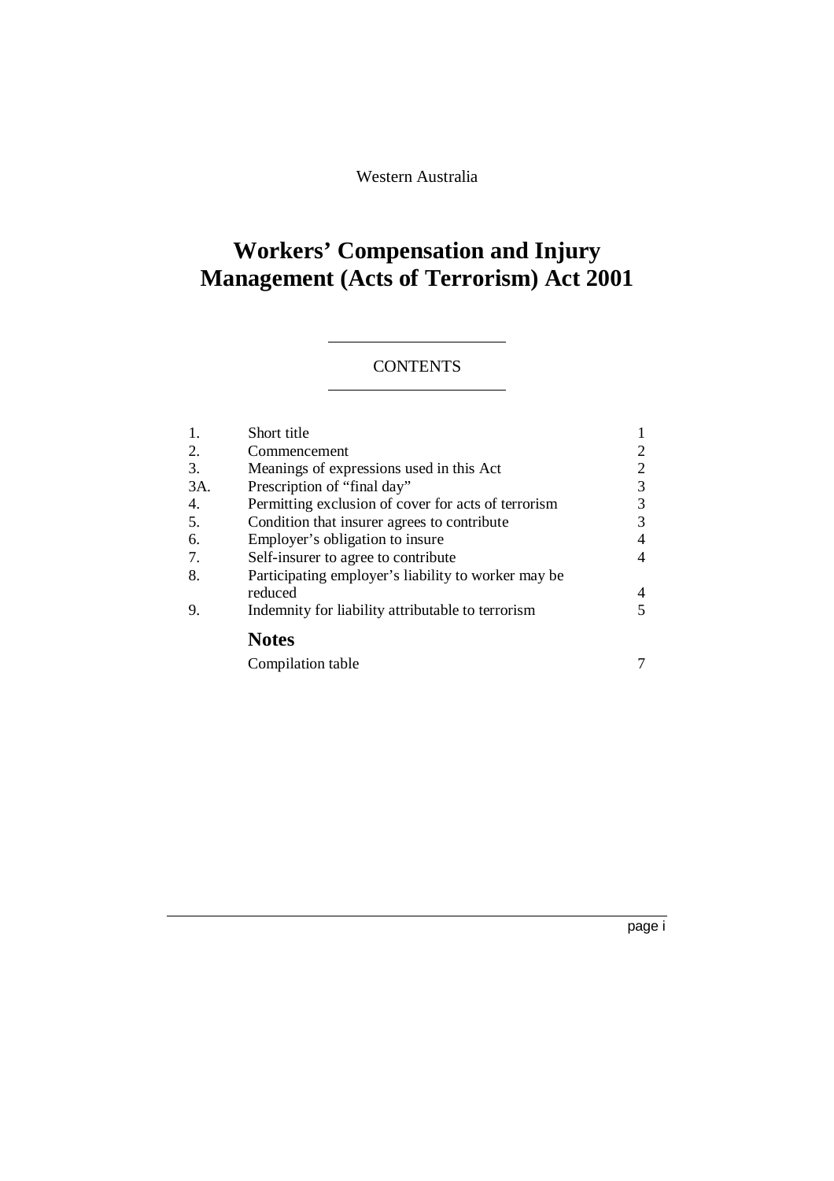Western Australia

# Workers' Compensation and Injury Management (Acts of Terrorism) Act 2001

## CONTENTS

| | | |
|---|---|---|
| 1. | Short title | 1 |
| 2. | Commencement | 2 |
| 3. | Meanings of expressions used in this Act | 2 |
| 3A. | Prescription of "final day" | 3 |
| 4. | Permitting exclusion of cover for acts of terrorism | 3 |
| 5. | Condition that insurer agrees to contribute | 3 |
| 6. | Employer's obligation to insure | 4 |
| 7. | Self-insurer to agree to contribute | 4 |
| 8. | Participating employer's liability to worker may be reduced | 4 |
| 9. | Indemnity for liability attributable to terrorism | 5 |

**Notes**

| | |
|---|---|
| Compilation table | 7 |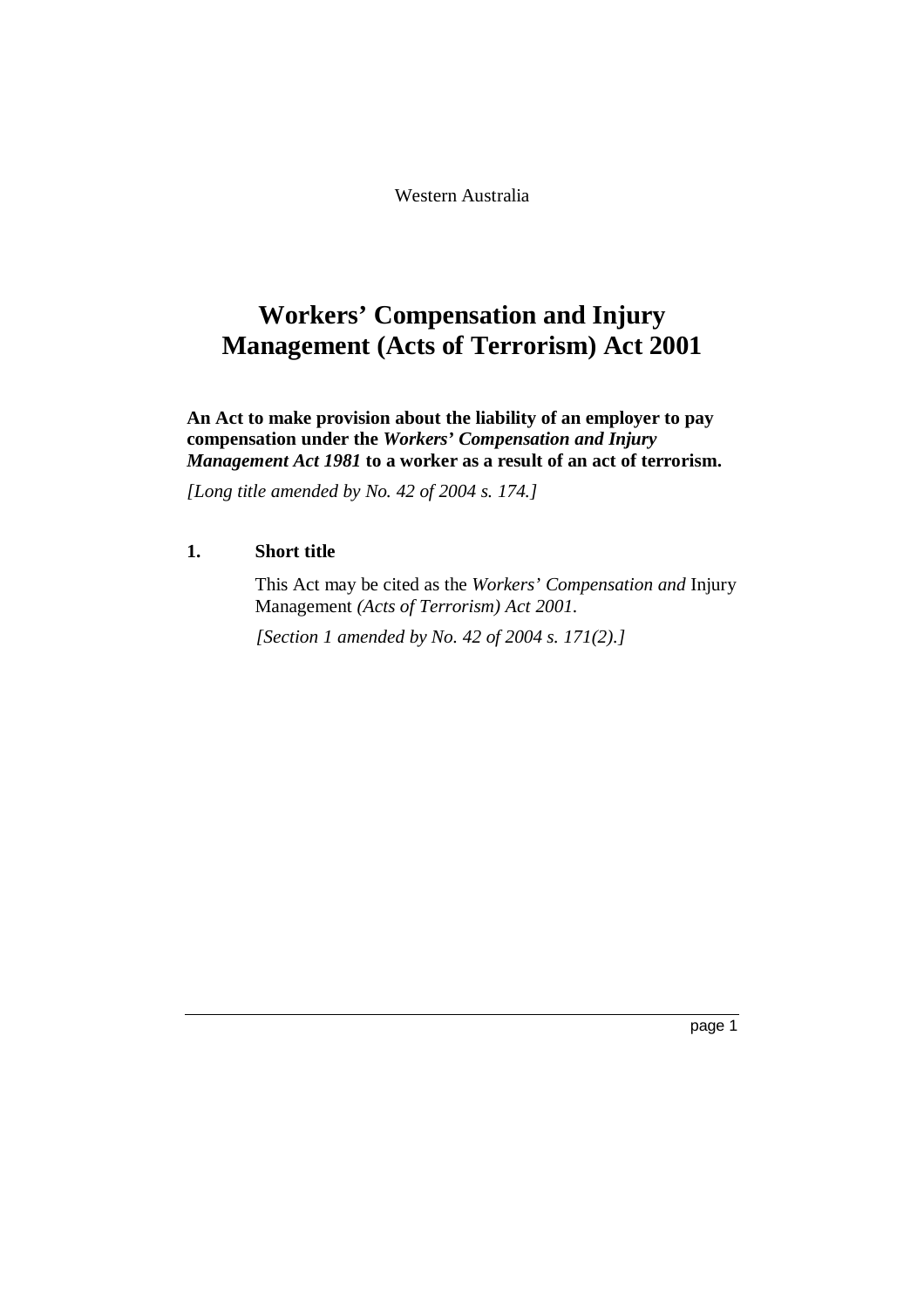Western Australia

# Workers' Compensation and Injury Management (Acts of Terrorism) Act 2001

**An Act to make provision about the liability of an employer to pay compensation under the *Workers' Compensation and Injury Management Act 1981* to a worker as a result of an act of terrorism.**

*[Long title amended by No. 42 of 2004 s. 174.]*

## 1. Short title

This Act may be cited as the *Workers' Compensation and* Injury Management *(Acts of Terrorism) Act 2001*.

*[Section 1 amended by No. 42 of 2004 s. 171(2).]*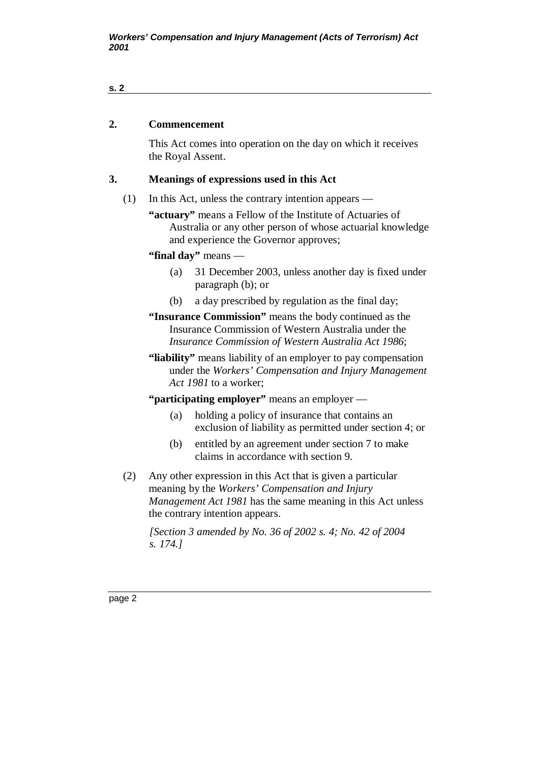## 2. Commencement

This Act comes into operation on the day on which it receives the Royal Assent.

## 3. Meanings of expressions used in this Act

(1) In this Act, unless the contrary intention appears —

**"actuary"** means a Fellow of the Institute of Actuaries of Australia or any other person of whose actuarial knowledge and experience the Governor approves;

**"final day"** means —

(a) 31 December 2003, unless another day is fixed under paragraph (b); or

(b) a day prescribed by regulation as the final day;

**"Insurance Commission"** means the body continued as the Insurance Commission of Western Australia under the *Insurance Commission of Western Australia Act 1986*;

**"liability"** means liability of an employer to pay compensation under the *Workers' Compensation and Injury Management Act 1981* to a worker;

**"participating employer"** means an employer —

(a) holding a policy of insurance that contains an exclusion of liability as permitted under section 4; or

(b) entitled by an agreement under section 7 to make claims in accordance with section 9.

(2) Any other expression in this Act that is given a particular meaning by the *Workers' Compensation and Injury Management Act 1981* has the same meaning in this Act unless the contrary intention appears.

*[Section 3 amended by No. 36 of 2002 s. 4; No. 42 of 2004 s. 174.]*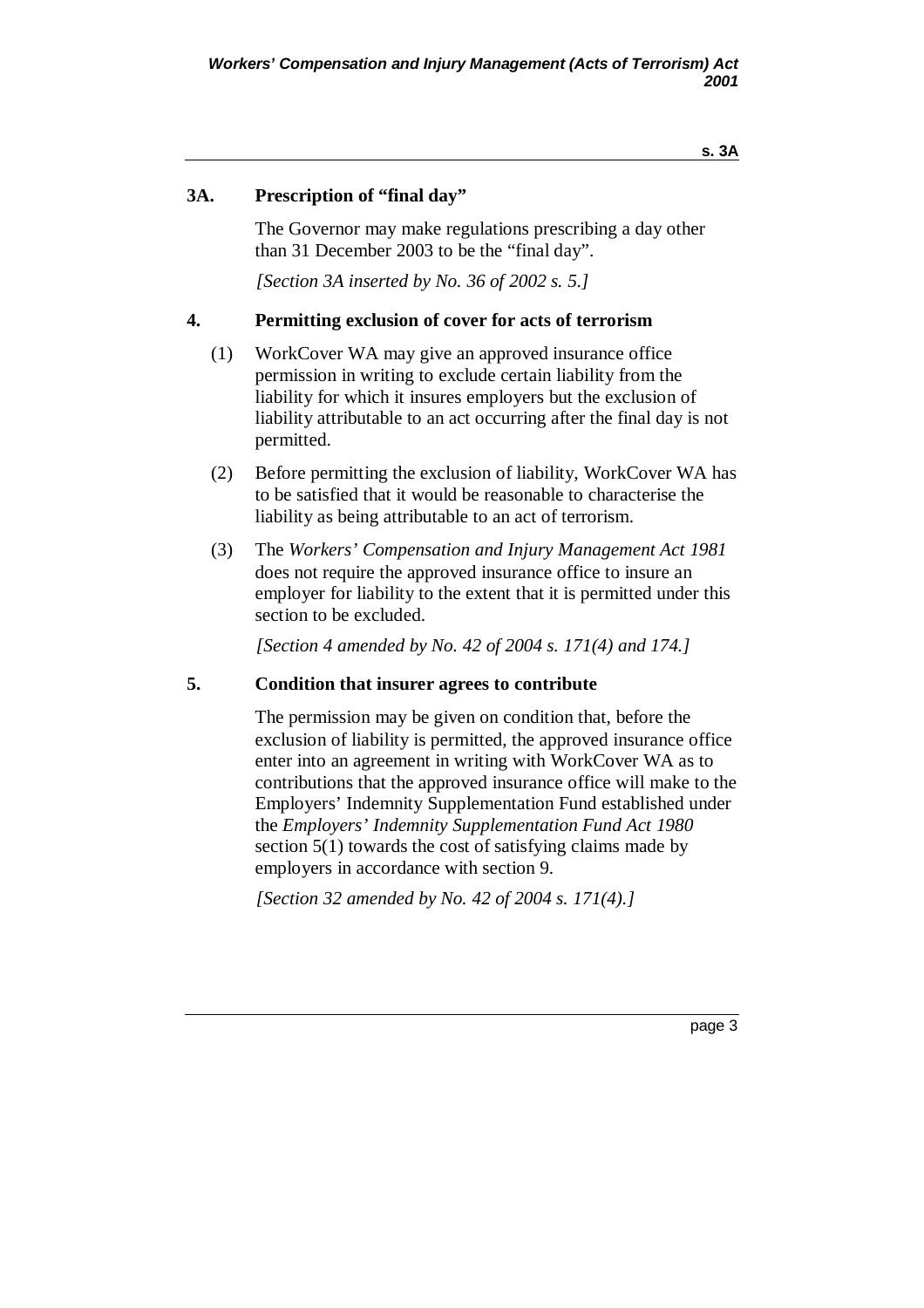## 3A. Prescription of "final day"

The Governor may make regulations prescribing a day other than 31 December 2003 to be the "final day".

*[Section 3A inserted by No. 36 of 2002 s. 5.]*

## 4. Permitting exclusion of cover for acts of terrorism

(1) WorkCover WA may give an approved insurance office permission in writing to exclude certain liability from the liability for which it insures employers but the exclusion of liability attributable to an act occurring after the final day is not permitted.

(2) Before permitting the exclusion of liability, WorkCover WA has to be satisfied that it would be reasonable to characterise the liability as being attributable to an act of terrorism.

(3) The *Workers' Compensation and Injury Management Act 1981* does not require the approved insurance office to insure an employer for liability to the extent that it is permitted under this section to be excluded.

*[Section 4 amended by No. 42 of 2004 s. 171(4) and 174.]*

## 5. Condition that insurer agrees to contribute

The permission may be given on condition that, before the exclusion of liability is permitted, the approved insurance office enter into an agreement in writing with WorkCover WA as to contributions that the approved insurance office will make to the Employers' Indemnity Supplementation Fund established under the *Employers' Indemnity Supplementation Fund Act 1980* section 5(1) towards the cost of satisfying claims made by employers in accordance with section 9.

*[Section 32 amended by No. 42 of 2004 s. 171(4).]*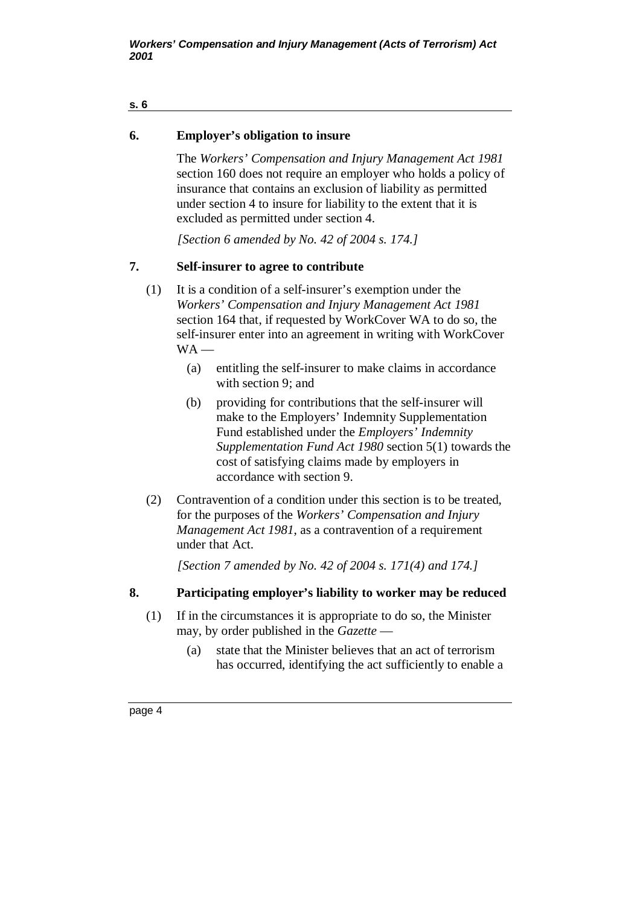## 6. Employer's obligation to insure

The *Workers' Compensation and Injury Management Act 1981* section 160 does not require an employer who holds a policy of insurance that contains an exclusion of liability as permitted under section 4 to insure for liability to the extent that it is excluded as permitted under section 4.

*[Section 6 amended by No. 42 of 2004 s. 174.]*

## 7. Self-insurer to agree to contribute

(1) It is a condition of a self-insurer's exemption under the *Workers' Compensation and Injury Management Act 1981* section 164 that, if requested by WorkCover WA to do so, the self-insurer enter into an agreement in writing with WorkCover WA —

- (a) entitling the self-insurer to make claims in accordance with section 9; and
- (b) providing for contributions that the self-insurer will make to the Employers' Indemnity Supplementation Fund established under the *Employers' Indemnity Supplementation Fund Act 1980* section 5(1) towards the cost of satisfying claims made by employers in accordance with section 9.

(2) Contravention of a condition under this section is to be treated, for the purposes of the *Workers' Compensation and Injury Management Act 1981*, as a contravention of a requirement under that Act.

*[Section 7 amended by No. 42 of 2004 s. 171(4) and 174.]*

## 8. Participating employer's liability to worker may be reduced

(1) If in the circumstances it is appropriate to do so, the Minister may, by order published in the *Gazette* —

- (a) state that the Minister believes that an act of terrorism has occurred, identifying the act sufficiently to enable a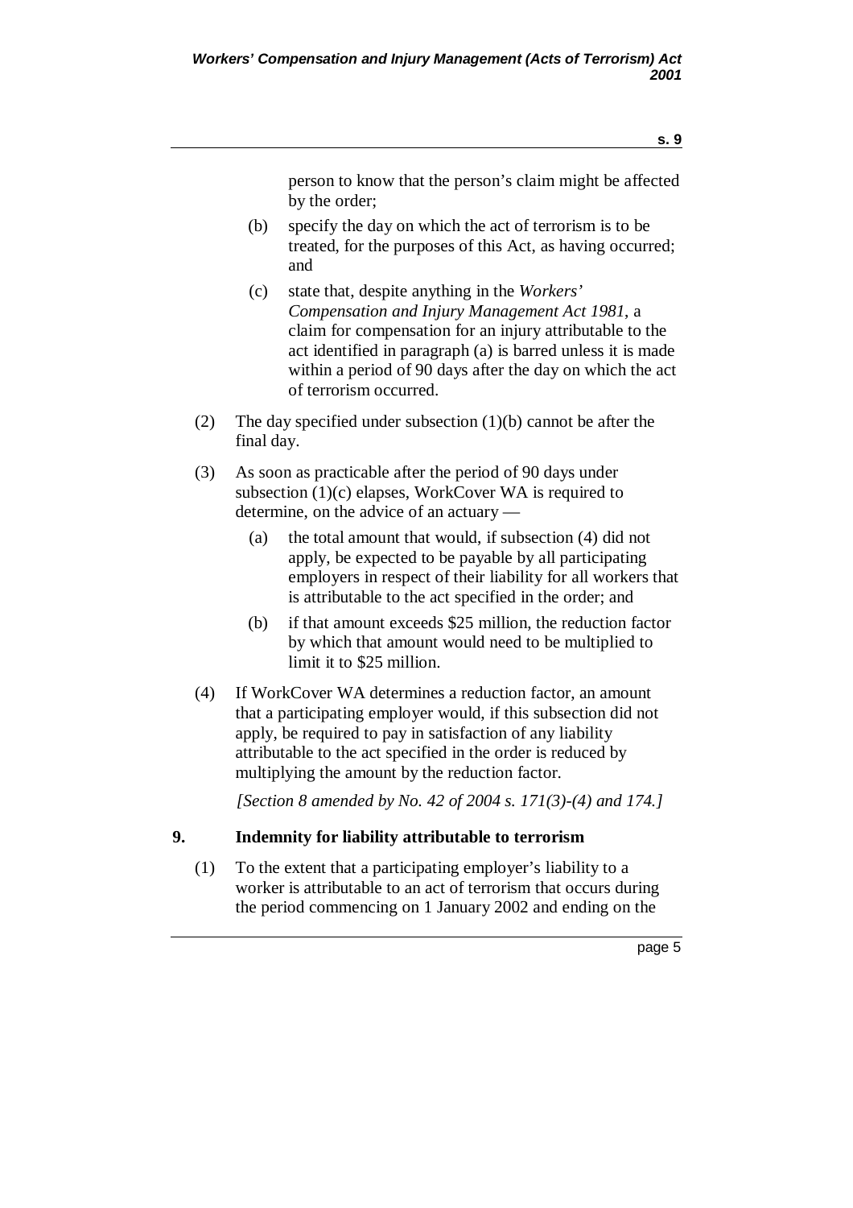person to know that the person's claim might be affected by the order;

(b) specify the day on which the act of terrorism is to be treated, for the purposes of this Act, as having occurred; and

(c) state that, despite anything in the *Workers' Compensation and Injury Management Act 1981*, a claim for compensation for an injury attributable to the act identified in paragraph (a) is barred unless it is made within a period of 90 days after the day on which the act of terrorism occurred.

(2) The day specified under subsection (1)(b) cannot be after the final day.

(3) As soon as practicable after the period of 90 days under subsection (1)(c) elapses, WorkCover WA is required to determine, on the advice of an actuary —

(a) the total amount that would, if subsection (4) did not apply, be expected to be payable by all participating employers in respect of their liability for all workers that is attributable to the act specified in the order; and

(b) if that amount exceeds $25 million, the reduction factor by which that amount would need to be multiplied to limit it to $25 million.

(4) If WorkCover WA determines a reduction factor, an amount that a participating employer would, if this subsection did not apply, be required to pay in satisfaction of any liability attributable to the act specified in the order is reduced by multiplying the amount by the reduction factor.

*[Section 8 amended by No. 42 of 2004 s. 171(3)-(4) and 174.]*

## 9. Indemnity for liability attributable to terrorism

(1) To the extent that a participating employer's liability to a worker is attributable to an act of terrorism that occurs during the period commencing on 1 January 2002 and ending on the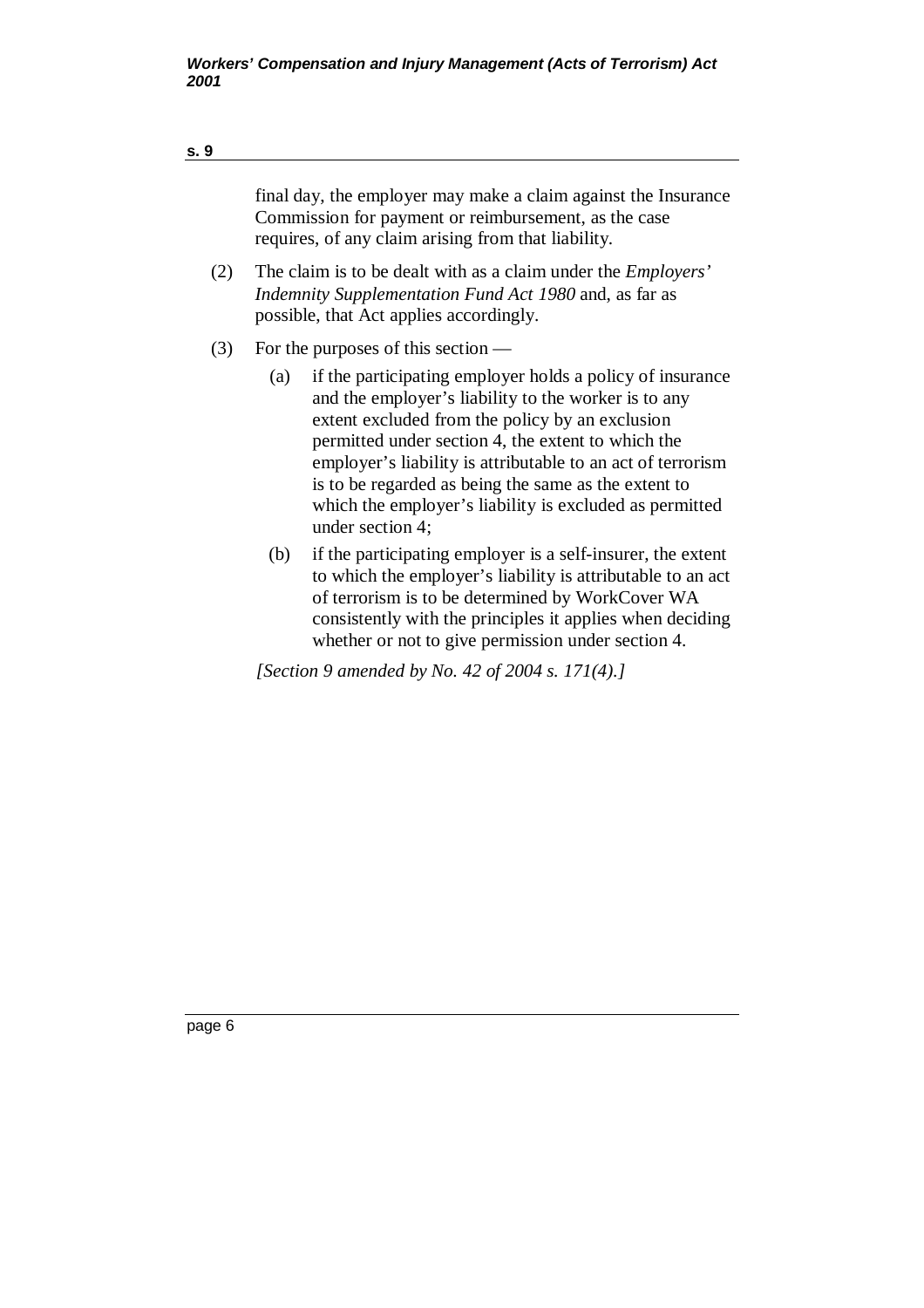final day, the employer may make a claim against the Insurance Commission for payment or reimbursement, as the case requires, of any claim arising from that liability.

(2) The claim is to be dealt with as a claim under the *Employers' Indemnity Supplementation Fund Act 1980* and, as far as possible, that Act applies accordingly.

(3) For the purposes of this section —

(a) if the participating employer holds a policy of insurance and the employer's liability to the worker is to any extent excluded from the policy by an exclusion permitted under section 4, the extent to which the employer's liability is attributable to an act of terrorism is to be regarded as being the same as the extent to which the employer's liability is excluded as permitted under section 4;

(b) if the participating employer is a self-insurer, the extent to which the employer's liability is attributable to an act of terrorism is to be determined by WorkCover WA consistently with the principles it applies when deciding whether or not to give permission under section 4.

*[Section 9 amended by No. 42 of 2004 s. 171(4).]*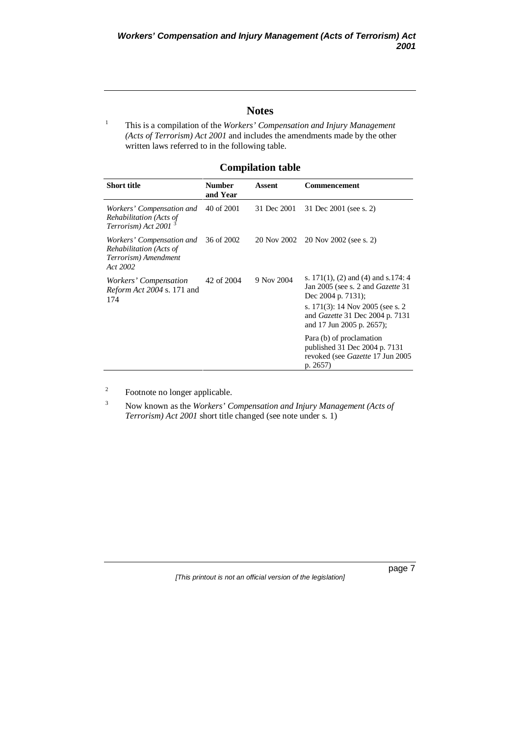## Notes

[1] This is a compilation of the *Workers' Compensation and Injury Management (Acts of Terrorism) Act 2001* and includes the amendments made by the other written laws referred to in the following table.

### Compilation table

| Short title | Number and Year | Assent | Commencement |
|---|---|---|---|
| *Workers' Compensation and Rehabilitation (Acts of Terrorism) Act 2001* [3] | 40 of 2001 | 31 Dec 2001 | 31 Dec 2001 (see s. 2) |
| *Workers' Compensation and Rehabilitation (Acts of Terrorism) Amendment Act 2002* | 36 of 2002 | 20 Nov 2002 | 20 Nov 2002 (see s. 2) |
| *Workers' Compensation Reform Act 2004* s. 171 and 174 | 42 of 2004 | 9 Nov 2004 | s. 171(1), (2) and (4) and s.174: 4 Jan 2005 (see s. 2 and *Gazette* 31 Dec 2004 p. 7131);<br>s. 171(3): 14 Nov 2005 (see s. 2 and *Gazette* 31 Dec 2004 p. 7131 and 17 Jun 2005 p. 2657);<br>Para (b) of proclamation published 31 Dec 2004 p. 7131 revoked (see *Gazette* 17 Jun 2005 p. 2657) |

[2] Footnote no longer applicable.

[3] Now known as the *Workers' Compensation and Injury Management (Acts of Terrorism) Act 2001* short title changed (see note under s. 1)